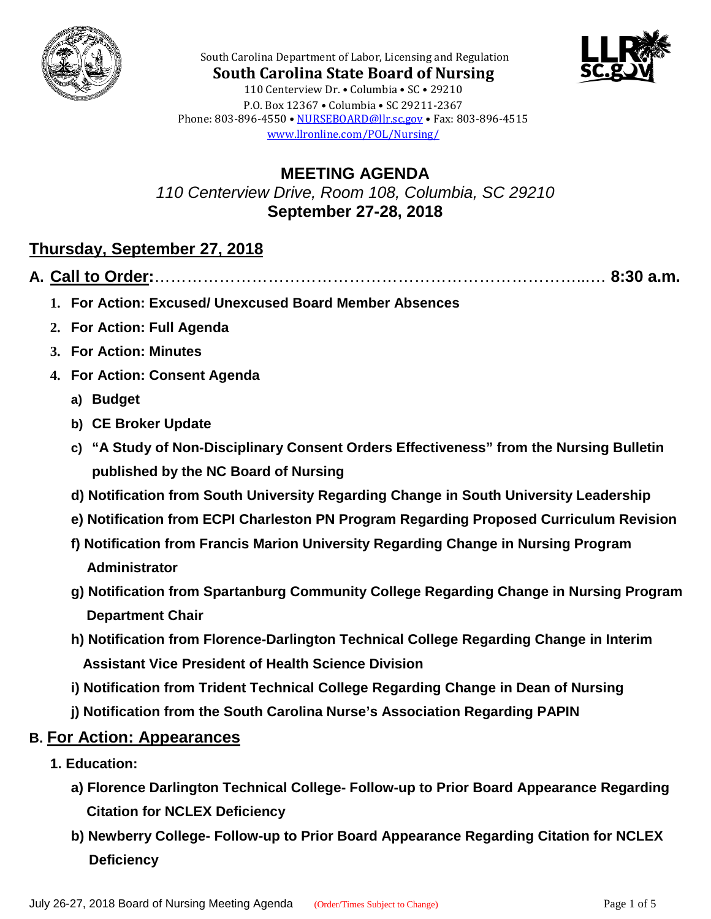South Carolina Department of Labor, Licensing and Regulation

**South Carolina State Board of Nursing**

110 Centerview Dr. • Columbia • SC • 29210

P.O. Box 12367 • Columbia • SC 29211-2367

Phone: 803-896-4550 • NURSEBOARD@llr.sc.gov • Fax: 803-896-4515

www.llronline.com/POL/Nursing/

# MEETING AGENDA

*110 Centerview Drive, Room 108, Columbia, SC 29210*

**September 27-28, 2018**

## Thursday, September 27, 2018

### A. Call to Order:…………………………………………………………………………..…. 8:30 a.m.

1. **For Action: Excused/ Unexcused Board Member Absences**
2. **For Action: Full Agenda**
3. **For Action: Minutes**
4. **For Action: Consent Agenda**
   - **a) Budget**
   - **b) CE Broker Update**
   - **c) "A Study of Non-Disciplinary Consent Orders Effectiveness" from the Nursing Bulletin published by the NC Board of Nursing**
   - **d) Notification from South University Regarding Change in South University Leadership**
   - **e) Notification from ECPI Charleston PN Program Regarding Proposed Curriculum Revision**
   - **f) Notification from Francis Marion University Regarding Change in Nursing Program Administrator**
   - **g) Notification from Spartanburg Community College Regarding Change in Nursing Program Department Chair**
   - **h) Notification from Florence-Darlington Technical College Regarding Change in Interim Assistant Vice President of Health Science Division**
   - **i) Notification from Trident Technical College Regarding Change in Dean of Nursing**
   - **j) Notification from the South Carolina Nurse's Association Regarding PAPIN**

### B. For Action: Appearances

1. **Education:**
   - **a) Florence Darlington Technical College- Follow-up to Prior Board Appearance Regarding Citation for NCLEX Deficiency**
   - **b) Newberry College- Follow-up to Prior Board Appearance Regarding Citation for NCLEX Deficiency**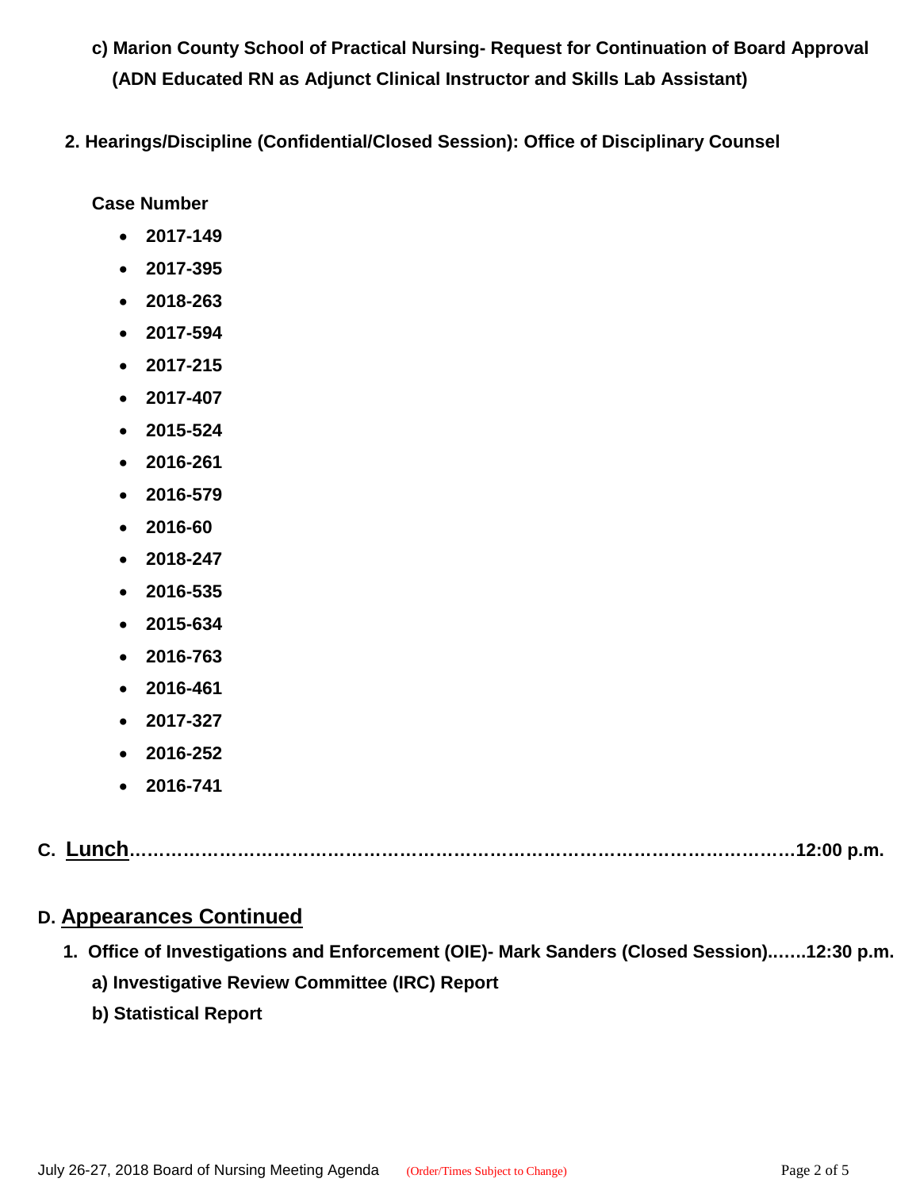**c) Marion County School of Practical Nursing- Request for Continuation of Board Approval (ADN Educated RN as Adjunct Clinical Instructor and Skills Lab Assistant)**

**2. Hearings/Discipline (Confidential/Closed Session): Office of Disciplinary Counsel**

**Case Number**

- **2017-149**
- **2017-395**
- **2018-263**
- **2017-594**
- **2017-215**
- **2017-407**
- **2015-524**
- **2016-261**
- **2016-579**
- **2016-60**
- **2018-247**
- **2016-535**
- **2015-634**
- **2016-763**
- **2016-461**
- **2017-327**
- **2016-252**
- **2016-741**

## C. Lunch……………………………………………………………………………………………12:00 p.m.

## D. Appearances Continued

**1. Office of Investigations and Enforcement (OIE)- Mark Sanders (Closed Session)…….12:30 p.m.**

**a) Investigative Review Committee (IRC) Report**

**b) Statistical Report**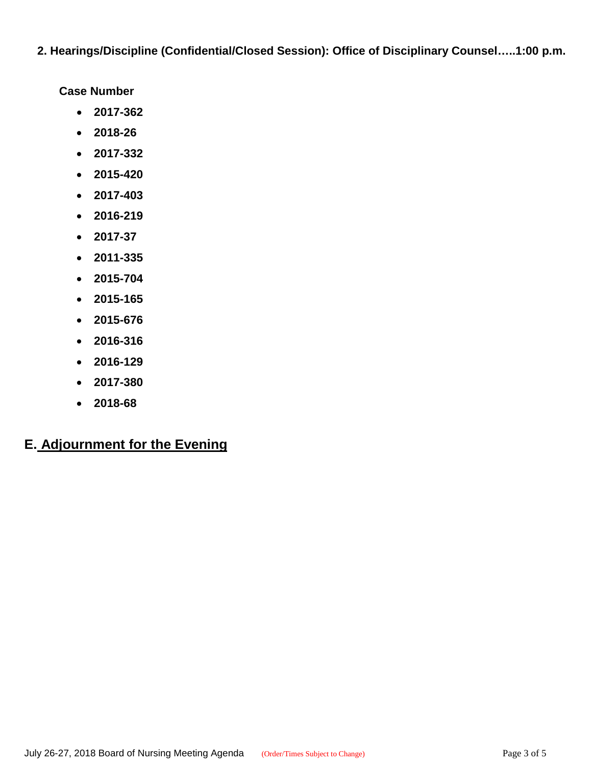**2. Hearings/Discipline (Confidential/Closed Session): Office of Disciplinary Counsel…..1:00 p.m.**

**Case Number**

- **2017-362**
- **2018-26**
- **2017-332**
- **2015-420**
- **2017-403**
- **2016-219**
- **2017-37**
- **2011-335**
- **2015-704**
- **2015-165**
- **2015-676**
- **2016-316**
- **2016-129**
- **2017-380**
- **2018-68**

## E. Adjournment for the Evening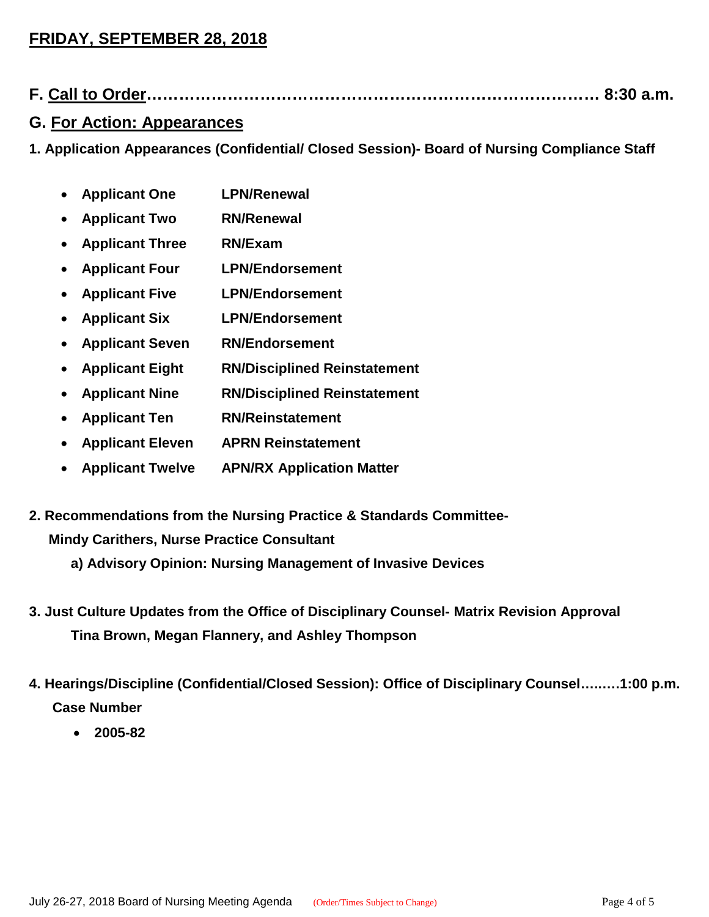## FRIDAY, SEPTEMBER 28, 2018

### F. Call to Order………………………………………………………………………. 8:30 a.m.

### G. For Action: Appearances

**1. Application Appearances (Confidential/ Closed Session)- Board of Nursing Compliance Staff**

- **Applicant One** **LPN/Renewal**
- **Applicant Two** **RN/Renewal**
- **Applicant Three** **RN/Exam**
- **Applicant Four** **LPN/Endorsement**
- **Applicant Five** **LPN/Endorsement**
- **Applicant Six** **LPN/Endorsement**
- **Applicant Seven** **RN/Endorsement**
- **Applicant Eight** **RN/Disciplined Reinstatement**
- **Applicant Nine** **RN/Disciplined Reinstatement**
- **Applicant Ten** **RN/Reinstatement**
- **Applicant Eleven** **APRN Reinstatement**
- **Applicant Twelve** **APN/RX Application Matter**

**2. Recommendations from the Nursing Practice & Standards Committee-**
**Mindy Carithers, Nurse Practice Consultant**
**a) Advisory Opinion: Nursing Management of Invasive Devices**

**3. Just Culture Updates from the Office of Disciplinary Counsel- Matrix Revision Approval**
**Tina Brown, Megan Flannery, and Ashley Thompson**

**4. Hearings/Discipline (Confidential/Closed Session): Office of Disciplinary Counsel…..…1:00 p.m.**
**Case Number**

- **2005-82**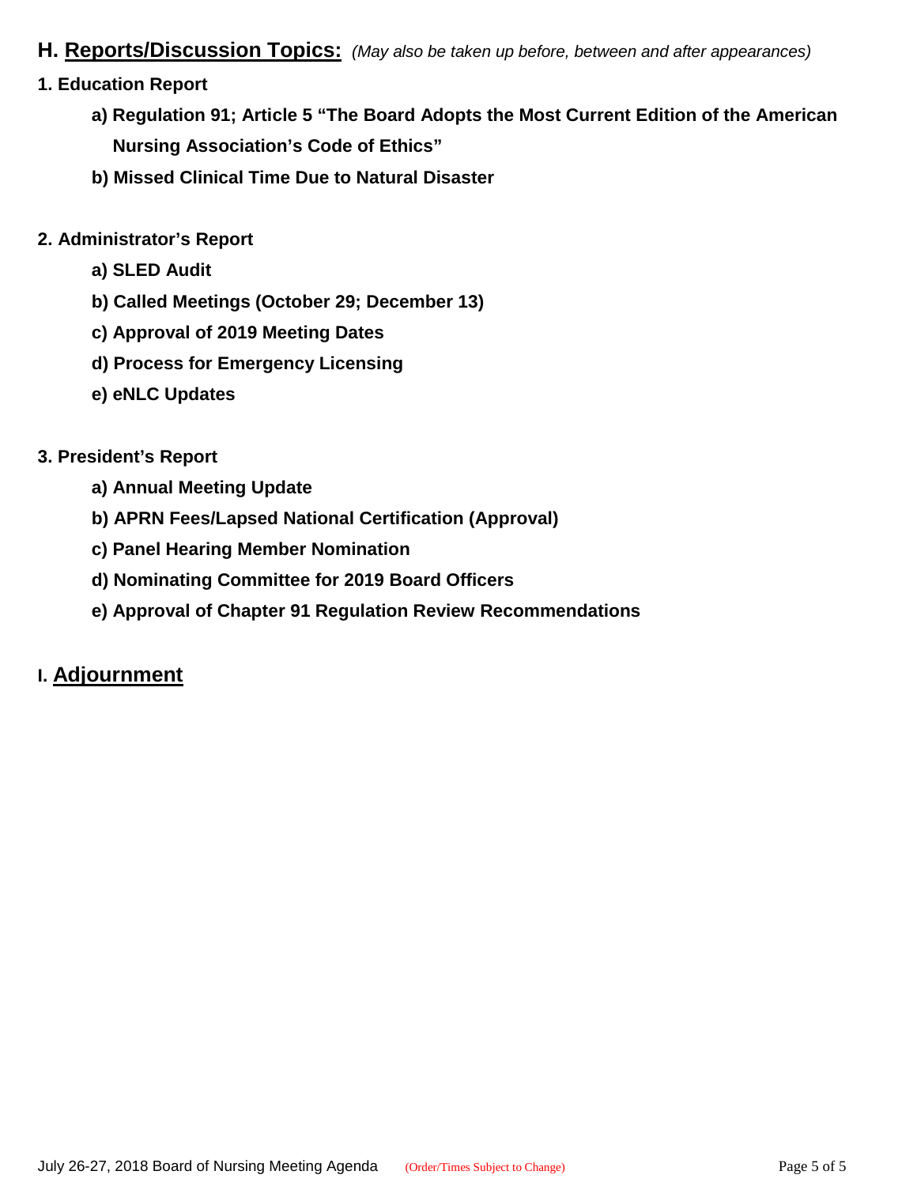## H. <u>Reports/Discussion Topics:</u> *(May also be taken up before, between and after appearances)*

**1. Education Report**

- **a) Regulation 91; Article 5 "The Board Adopts the Most Current Edition of the American Nursing Association's Code of Ethics"**
- **b) Missed Clinical Time Due to Natural Disaster**

**2. Administrator's Report**

- **a) SLED Audit**
- **b) Called Meetings (October 29; December 13)**
- **c) Approval of 2019 Meeting Dates**
- **d) Process for Emergency Licensing**
- **e) eNLC Updates**

**3. President's Report**

- **a) Annual Meeting Update**
- **b) APRN Fees/Lapsed National Certification (Approval)**
- **c) Panel Hearing Member Nomination**
- **d) Nominating Committee for 2019 Board Officers**
- **e) Approval of Chapter 91 Regulation Review Recommendations**

## I. <u>Adjournment</u>